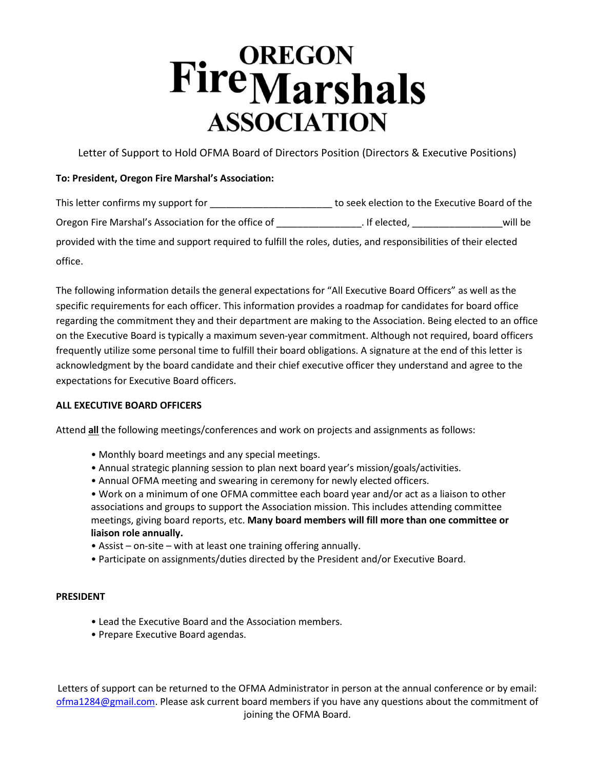# OREGON Fire Marshals ASSOCIATION

Letter of Support to Hold OFMA Board of Directors Position (Directors & Executive Positions)

**To: President, Oregon Fire Marshal's Association:**

This letter confirms my support for ______________________ to seek election to the Executive Board of the Oregon Fire Marshal's Association for the office of _______________. If elected, ________________will be provided with the time and support required to fulfill the roles, duties, and responsibilities of their elected office.

The following information details the general expectations for "All Executive Board Officers" as well as the specific requirements for each officer. This information provides a roadmap for candidates for board office regarding the commitment they and their department are making to the Association. Being elected to an office on the Executive Board is typically a maximum seven-year commitment. Although not required, board officers frequently utilize some personal time to fulfill their board obligations. A signature at the end of this letter is acknowledgment by the board candidate and their chief executive officer they understand and agree to the expectations for Executive Board officers.

**ALL EXECUTIVE BOARD OFFICERS**

Attend **all** the following meetings/conferences and work on projects and assignments as follows:

- Monthly board meetings and any special meetings.
- Annual strategic planning session to plan next board year's mission/goals/activities.
- Annual OFMA meeting and swearing in ceremony for newly elected officers.
- Work on a minimum of one OFMA committee each board year and/or act as a liaison to other associations and groups to support the Association mission. This includes attending committee meetings, giving board reports, etc. **Many board members will fill more than one committee or liaison role annually.**
- Assist – on-site – with at least one training offering annually.
- Participate on assignments/duties directed by the President and/or Executive Board.

**PRESIDENT**

- Lead the Executive Board and the Association members.
- Prepare Executive Board agendas.

Letters of support can be returned to the OFMA Administrator in person at the annual conference or by email: ofma1284@gmail.com. Please ask current board members if you have any questions about the commitment of joining the OFMA Board.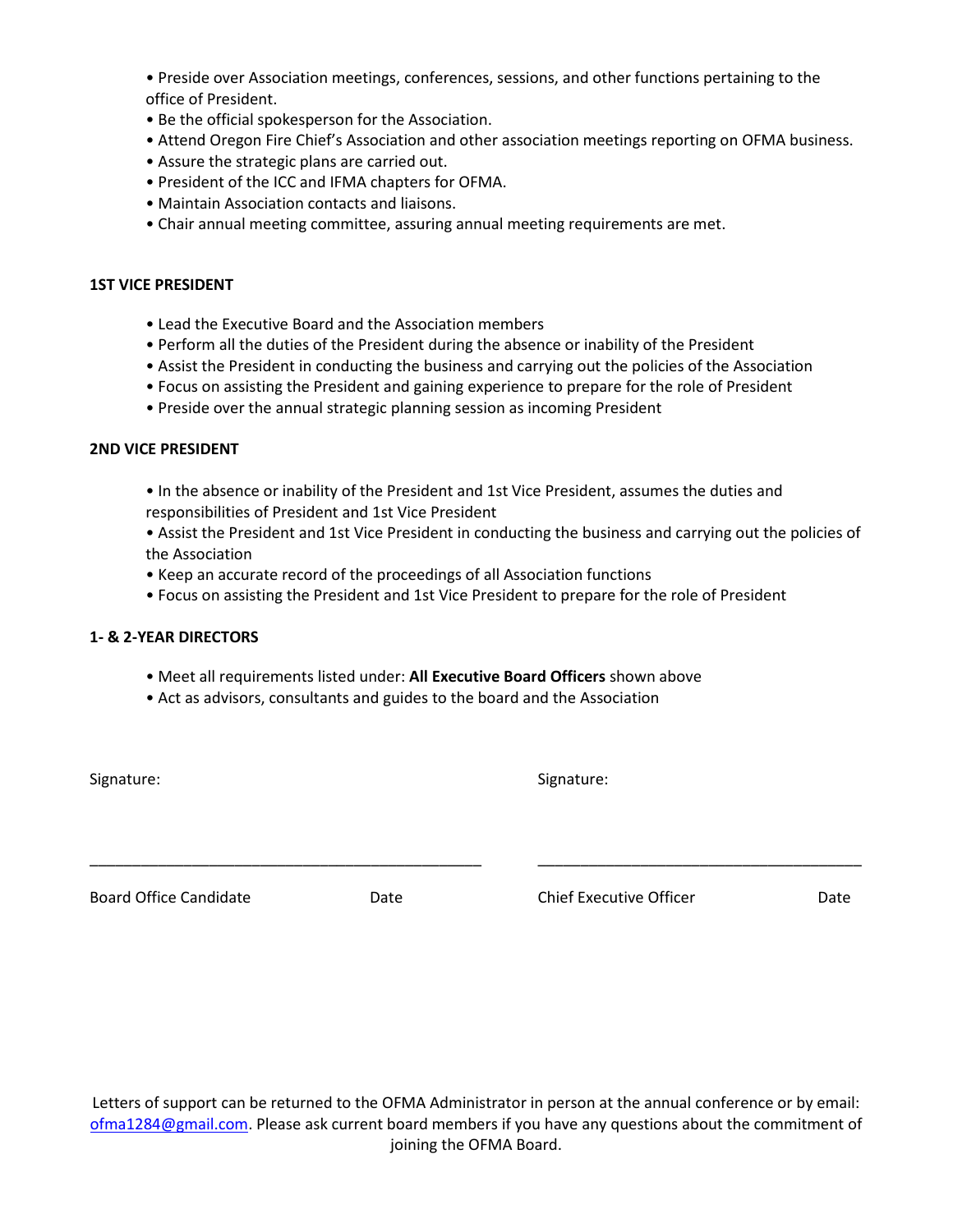- Preside over Association meetings, conferences, sessions, and other functions pertaining to the office of President.
- Be the official spokesperson for the Association.
- Attend Oregon Fire Chief's Association and other association meetings reporting on OFMA business.
- Assure the strategic plans are carried out.
- President of the ICC and IFMA chapters for OFMA.
- Maintain Association contacts and liaisons.
- Chair annual meeting committee, assuring annual meeting requirements are met.

**1ST VICE PRESIDENT**

- Lead the Executive Board and the Association members
- Perform all the duties of the President during the absence or inability of the President
- Assist the President in conducting the business and carrying out the policies of the Association
- Focus on assisting the President and gaining experience to prepare for the role of President
- Preside over the annual strategic planning session as incoming President

**2ND VICE PRESIDENT**

- In the absence or inability of the President and 1st Vice President, assumes the duties and responsibilities of President and 1st Vice President
- Assist the President and 1st Vice President in conducting the business and carrying out the policies of the Association
- Keep an accurate record of the proceedings of all Association functions
- Focus on assisting the President and 1st Vice President to prepare for the role of President

**1- & 2-YEAR DIRECTORS**

- Meet all requirements listed under: **All Executive Board Officers** shown above
- Act as advisors, consultants and guides to the board and the Association

Signature:

_______________________________________________

Board Office Candidate Date

Signature:

_______________________________________________

Chief Executive Officer Date

Letters of support can be returned to the OFMA Administrator in person at the annual conference or by email: ofma1284@gmail.com. Please ask current board members if you have any questions about the commitment of joining the OFMA Board.